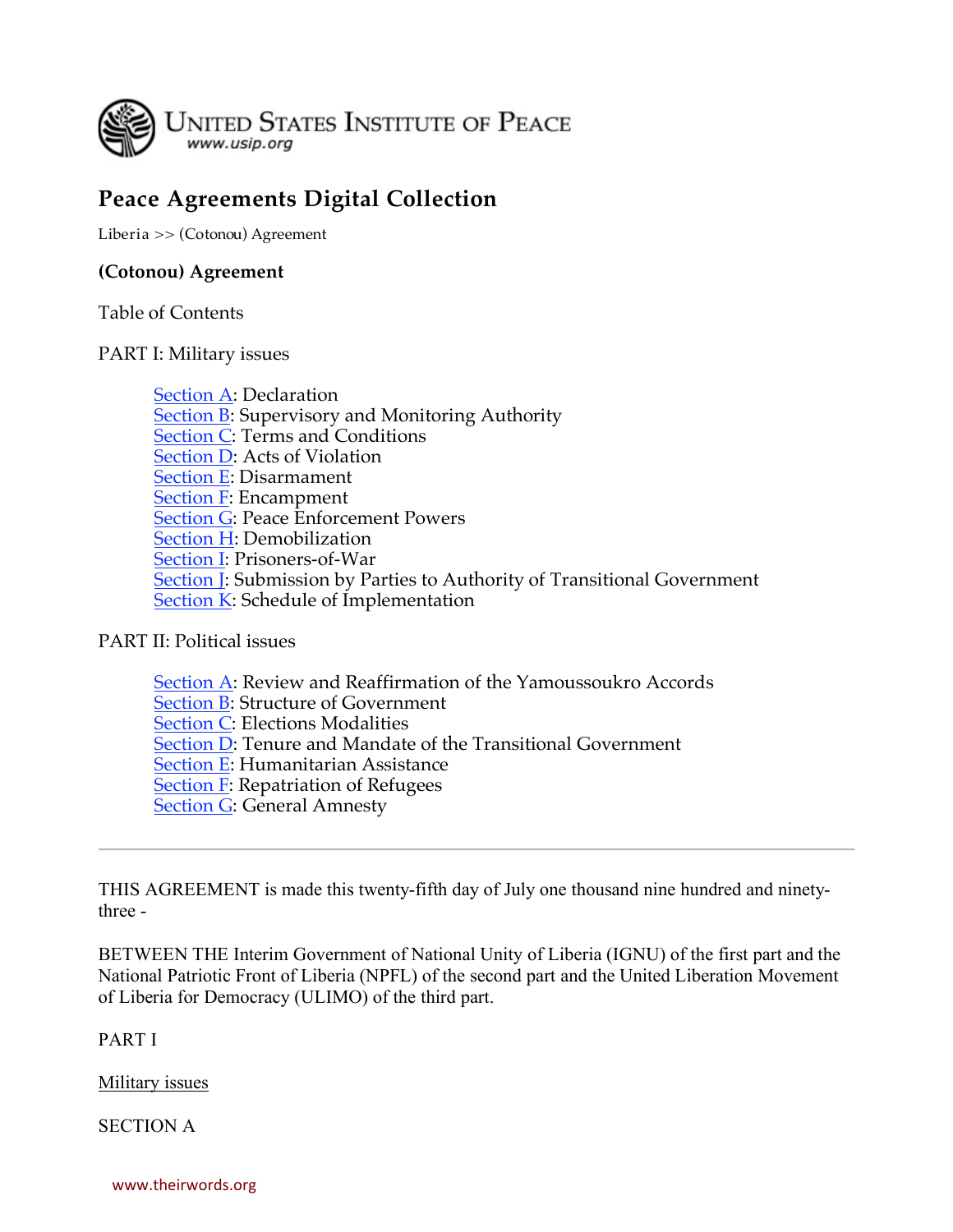UNITED STATES INSTITUTE OF PEACE
www.usip.org

## Peace Agreements Digital Collection

Liberia >> (Cotonou) Agreement

**(Cotonou) Agreement**

Table of Contents

PART I: Military issues

- Section A: Declaration
- Section B: Supervisory and Monitoring Authority
- Section C: Terms and Conditions
- Section D: Acts of Violation
- Section E: Disarmament
- Section F: Encampment
- Section G: Peace Enforcement Powers
- Section H: Demobilization
- Section I: Prisoners-of-War
- Section J: Submission by Parties to Authority of Transitional Government
- Section K: Schedule of Implementation

PART II: Political issues

- Section A: Review and Reaffirmation of the Yamoussoukro Accords
- Section B: Structure of Government
- Section C: Elections Modalities
- Section D: Tenure and Mandate of the Transitional Government
- Section E: Humanitarian Assistance
- Section F: Repatriation of Refugees
- Section G: General Amnesty

---

THIS AGREEMENT is made this twenty-fifth day of July one thousand nine hundred and ninety-three -

BETWEEN THE Interim Government of National Unity of Liberia (IGNU) of the first part and the National Patriotic Front of Liberia (NPFL) of the second part and the United Liberation Movement of Liberia for Democracy (ULIMO) of the third part.

PART I

Military issues

SECTION A

www.theirwords.org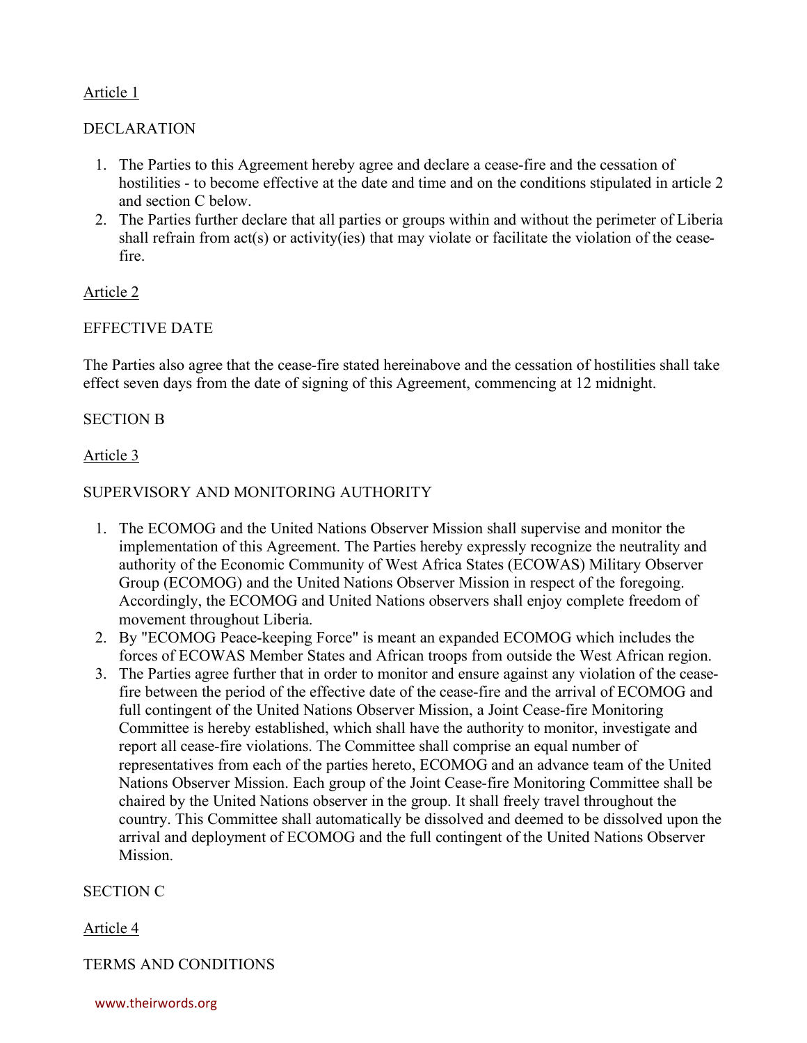Article 1

DECLARATION

1. The Parties to this Agreement hereby agree and declare a cease-fire and the cessation of hostilities - to become effective at the date and time and on the conditions stipulated in article 2 and section C below.
2. The Parties further declare that all parties or groups within and without the perimeter of Liberia shall refrain from act(s) or activity(ies) that may violate or facilitate the violation of the cease-fire.

Article 2

EFFECTIVE DATE

The Parties also agree that the cease-fire stated hereinabove and the cessation of hostilities shall take effect seven days from the date of signing of this Agreement, commencing at 12 midnight.

SECTION B

Article 3

SUPERVISORY AND MONITORING AUTHORITY

1. The ECOMOG and the United Nations Observer Mission shall supervise and monitor the implementation of this Agreement. The Parties hereby expressly recognize the neutrality and authority of the Economic Community of West Africa States (ECOWAS) Military Observer Group (ECOMOG) and the United Nations Observer Mission in respect of the foregoing. Accordingly, the ECOMOG and United Nations observers shall enjoy complete freedom of movement throughout Liberia.
2. By "ECOMOG Peace-keeping Force" is meant an expanded ECOMOG which includes the forces of ECOWAS Member States and African troops from outside the West African region.
3. The Parties agree further that in order to monitor and ensure against any violation of the cease-fire between the period of the effective date of the cease-fire and the arrival of ECOMOG and full contingent of the United Nations Observer Mission, a Joint Cease-fire Monitoring Committee is hereby established, which shall have the authority to monitor, investigate and report all cease-fire violations. The Committee shall comprise an equal number of representatives from each of the parties hereto, ECOMOG and an advance team of the United Nations Observer Mission. Each group of the Joint Cease-fire Monitoring Committee shall be chaired by the United Nations observer in the group. It shall freely travel throughout the country. This Committee shall automatically be dissolved and deemed to be dissolved upon the arrival and deployment of ECOMOG and the full contingent of the United Nations Observer Mission.

SECTION C

Article 4

TERMS AND CONDITIONS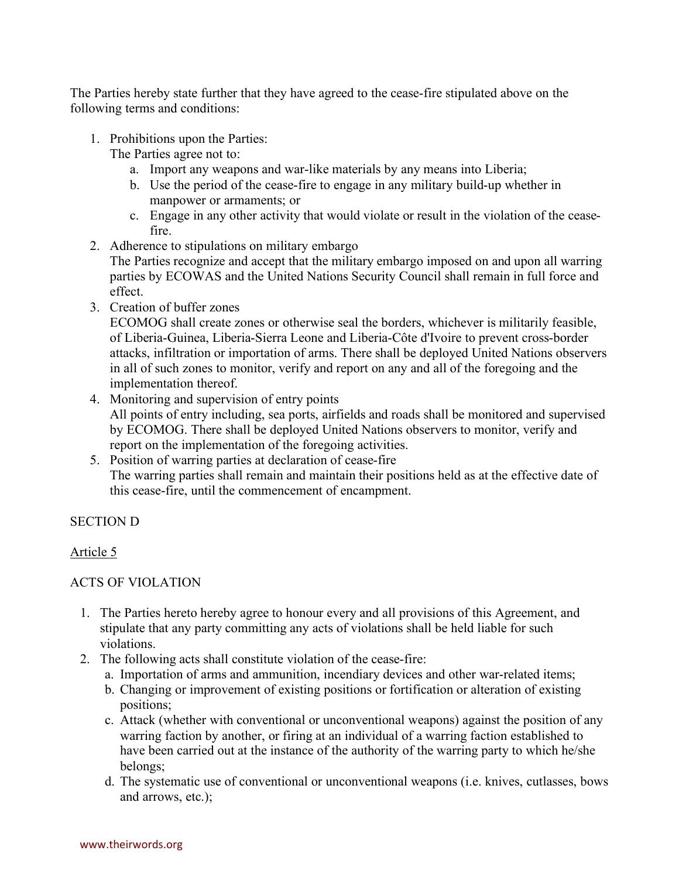The Parties hereby state further that they have agreed to the cease-fire stipulated above on the following terms and conditions:

1. Prohibitions upon the Parties:
   The Parties agree not to:
   a. Import any weapons and war-like materials by any means into Liberia;
   b. Use the period of the cease-fire to engage in any military build-up whether in manpower or armaments; or
   c. Engage in any other activity that would violate or result in the violation of the cease-fire.
2. Adherence to stipulations on military embargo
   The Parties recognize and accept that the military embargo imposed on and upon all warring parties by ECOWAS and the United Nations Security Council shall remain in full force and effect.
3. Creation of buffer zones
   ECOMOG shall create zones or otherwise seal the borders, whichever is militarily feasible, of Liberia-Guinea, Liberia-Sierra Leone and Liberia-Côte d'Ivoire to prevent cross-border attacks, infiltration or importation of arms. There shall be deployed United Nations observers in all of such zones to monitor, verify and report on any and all of the foregoing and the implementation thereof.
4. Monitoring and supervision of entry points
   All points of entry including, sea ports, airfields and roads shall be monitored and supervised by ECOMOG. There shall be deployed United Nations observers to monitor, verify and report on the implementation of the foregoing activities.
5. Position of warring parties at declaration of cease-fire
   The warring parties shall remain and maintain their positions held as at the effective date of this cease-fire, until the commencement of encampment.

SECTION D

Article 5

ACTS OF VIOLATION

1. The Parties hereto hereby agree to honour every and all provisions of this Agreement, and stipulate that any party committing any acts of violations shall be held liable for such violations.
2. The following acts shall constitute violation of the cease-fire:
   a. Importation of arms and ammunition, incendiary devices and other war-related items;
   b. Changing or improvement of existing positions or fortification or alteration of existing positions;
   c. Attack (whether with conventional or unconventional weapons) against the position of any warring faction by another, or firing at an individual of a warring faction established to have been carried out at the instance of the authority of the warring party to which he/she belongs;
   d. The systematic use of conventional or unconventional weapons (i.e. knives, cutlasses, bows and arrows, etc.);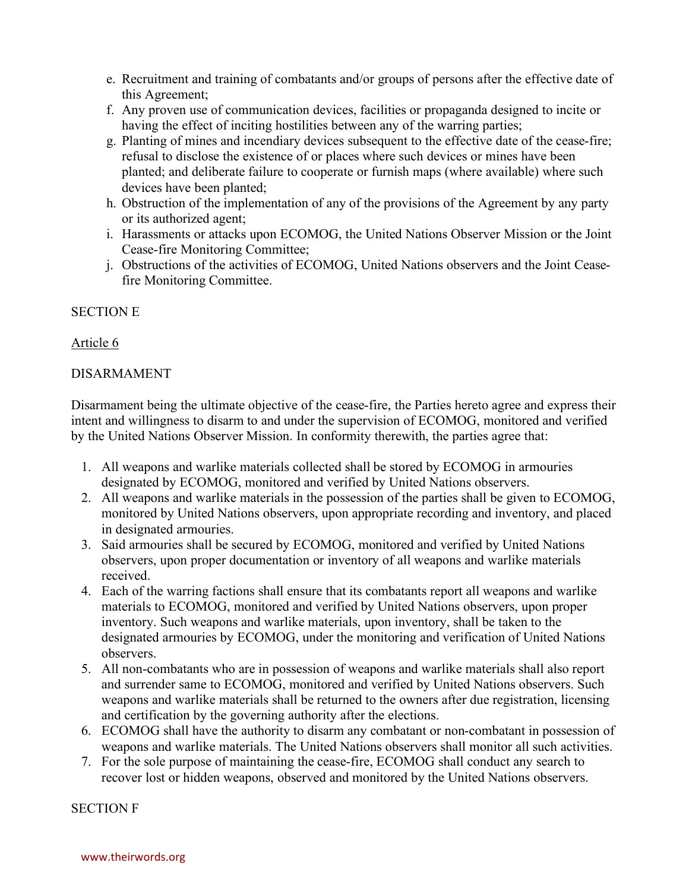e. Recruitment and training of combatants and/or groups of persons after the effective date of this Agreement;
f. Any proven use of communication devices, facilities or propaganda designed to incite or having the effect of inciting hostilities between any of the warring parties;
g. Planting of mines and incendiary devices subsequent to the effective date of the cease-fire; refusal to disclose the existence of or places where such devices or mines have been planted; and deliberate failure to cooperate or furnish maps (where available) where such devices have been planted;
h. Obstruction of the implementation of any of the provisions of the Agreement by any party or its authorized agent;
i. Harassments or attacks upon ECOMOG, the United Nations Observer Mission or the Joint Cease-fire Monitoring Committee;
j. Obstructions of the activities of ECOMOG, United Nations observers and the Joint Cease-fire Monitoring Committee.

SECTION E

Article 6

DISARMAMENT

Disarmament being the ultimate objective of the cease-fire, the Parties hereto agree and express their intent and willingness to disarm to and under the supervision of ECOMOG, monitored and verified by the United Nations Observer Mission. In conformity therewith, the parties agree that:

1. All weapons and warlike materials collected shall be stored by ECOMOG in armouries designated by ECOMOG, monitored and verified by United Nations observers.
2. All weapons and warlike materials in the possession of the parties shall be given to ECOMOG, monitored by United Nations observers, upon appropriate recording and inventory, and placed in designated armouries.
3. Said armouries shall be secured by ECOMOG, monitored and verified by United Nations observers, upon proper documentation or inventory of all weapons and warlike materials received.
4. Each of the warring factions shall ensure that its combatants report all weapons and warlike materials to ECOMOG, monitored and verified by United Nations observers, upon proper inventory. Such weapons and warlike materials, upon inventory, shall be taken to the designated armouries by ECOMOG, under the monitoring and verification of United Nations observers.
5. All non-combatants who are in possession of weapons and warlike materials shall also report and surrender same to ECOMOG, monitored and verified by United Nations observers. Such weapons and warlike materials shall be returned to the owners after due registration, licensing and certification by the governing authority after the elections.
6. ECOMOG shall have the authority to disarm any combatant or non-combatant in possession of weapons and warlike materials. The United Nations observers shall monitor all such activities.
7. For the sole purpose of maintaining the cease-fire, ECOMOG shall conduct any search to recover lost or hidden weapons, observed and monitored by the United Nations observers.

SECTION F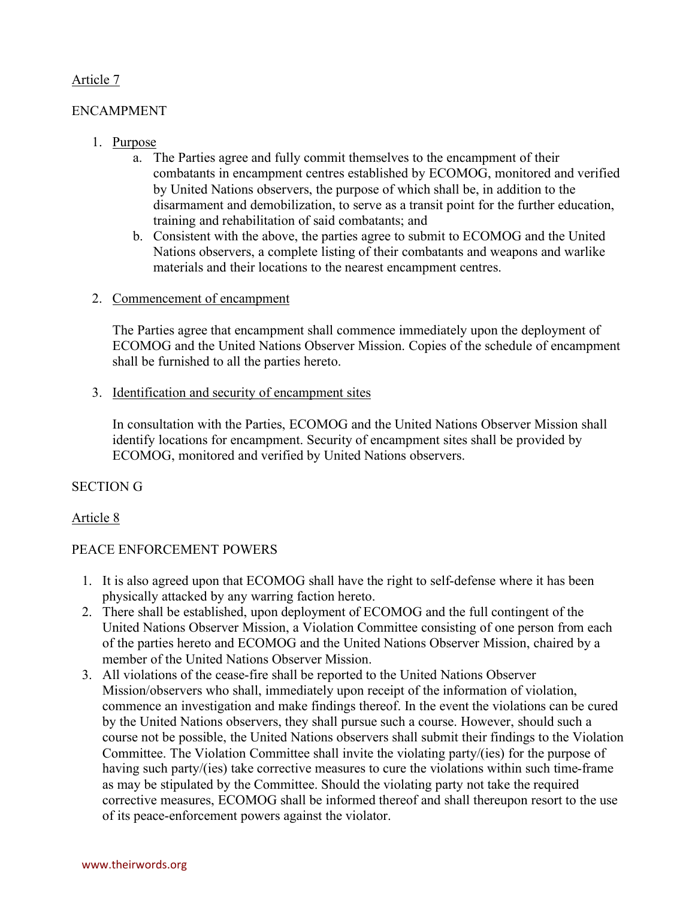Article 7

ENCAMPMENT

1. Purpose
    a. The Parties agree and fully commit themselves to the encampment of their combatants in encampment centres established by ECOMOG, monitored and verified by United Nations observers, the purpose of which shall be, in addition to the disarmament and demobilization, to serve as a transit point for the further education, training and rehabilitation of said combatants; and
    b. Consistent with the above, the parties agree to submit to ECOMOG and the United Nations observers, a complete listing of their combatants and weapons and warlike materials and their locations to the nearest encampment centres.

2. Commencement of encampment

    The Parties agree that encampment shall commence immediately upon the deployment of ECOMOG and the United Nations Observer Mission. Copies of the schedule of encampment shall be furnished to all the parties hereto.

3. Identification and security of encampment sites

    In consultation with the Parties, ECOMOG and the United Nations Observer Mission shall identify locations for encampment. Security of encampment sites shall be provided by ECOMOG, monitored and verified by United Nations observers.

SECTION G

Article 8

PEACE ENFORCEMENT POWERS

1. It is also agreed upon that ECOMOG shall have the right to self-defense where it has been physically attacked by any warring faction hereto.
2. There shall be established, upon deployment of ECOMOG and the full contingent of the United Nations Observer Mission, a Violation Committee consisting of one person from each of the parties hereto and ECOMOG and the United Nations Observer Mission, chaired by a member of the United Nations Observer Mission.
3. All violations of the cease-fire shall be reported to the United Nations Observer Mission/observers who shall, immediately upon receipt of the information of violation, commence an investigation and make findings thereof. In the event the violations can be cured by the United Nations observers, they shall pursue such a course. However, should such a course not be possible, the United Nations observers shall submit their findings to the Violation Committee. The Violation Committee shall invite the violating party/(ies) for the purpose of having such party/(ies) take corrective measures to cure the violations within such time-frame as may be stipulated by the Committee. Should the violating party not take the required corrective measures, ECOMOG shall be informed thereof and shall thereupon resort to the use of its peace-enforcement powers against the violator.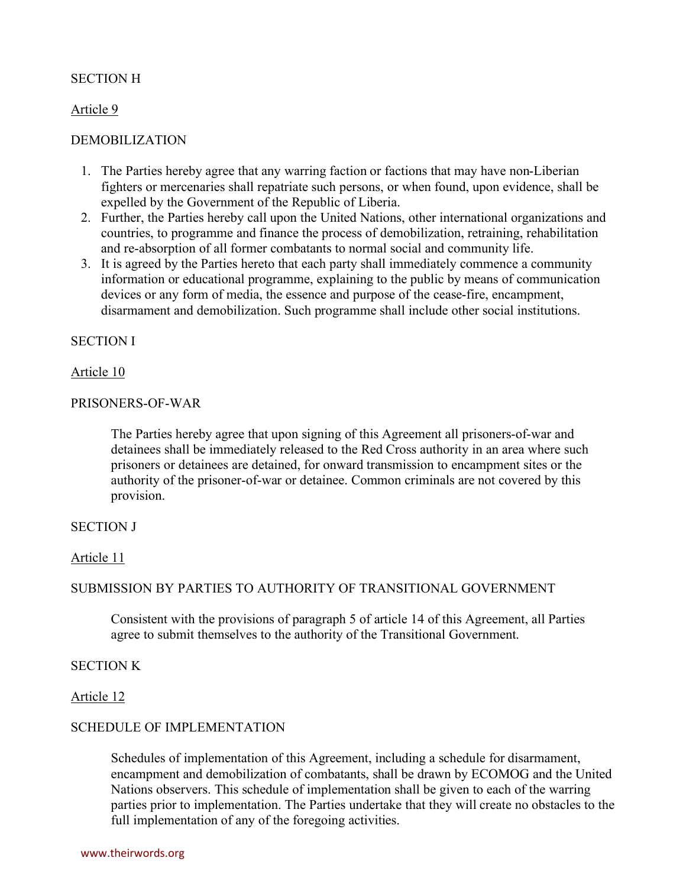SECTION H

Article 9

DEMOBILIZATION

1. The Parties hereby agree that any warring faction or factions that may have non-Liberian fighters or mercenaries shall repatriate such persons, or when found, upon evidence, shall be expelled by the Government of the Republic of Liberia.
2. Further, the Parties hereby call upon the United Nations, other international organizations and countries, to programme and finance the process of demobilization, retraining, rehabilitation and re-absorption of all former combatants to normal social and community life.
3. It is agreed by the Parties hereto that each party shall immediately commence a community information or educational programme, explaining to the public by means of communication devices or any form of media, the essence and purpose of the cease-fire, encampment, disarmament and demobilization. Such programme shall include other social institutions.

SECTION I

Article 10

PRISONERS-OF-WAR

The Parties hereby agree that upon signing of this Agreement all prisoners-of-war and detainees shall be immediately released to the Red Cross authority in an area where such prisoners or detainees are detained, for onward transmission to encampment sites or the authority of the prisoner-of-war or detainee. Common criminals are not covered by this provision.

SECTION J

Article 11

SUBMISSION BY PARTIES TO AUTHORITY OF TRANSITIONAL GOVERNMENT

Consistent with the provisions of paragraph 5 of article 14 of this Agreement, all Parties agree to submit themselves to the authority of the Transitional Government.

SECTION K

Article 12

SCHEDULE OF IMPLEMENTATION

Schedules of implementation of this Agreement, including a schedule for disarmament, encampment and demobilization of combatants, shall be drawn by ECOMOG and the United Nations observers. This schedule of implementation shall be given to each of the warring parties prior to implementation. The Parties undertake that they will create no obstacles to the full implementation of any of the foregoing activities.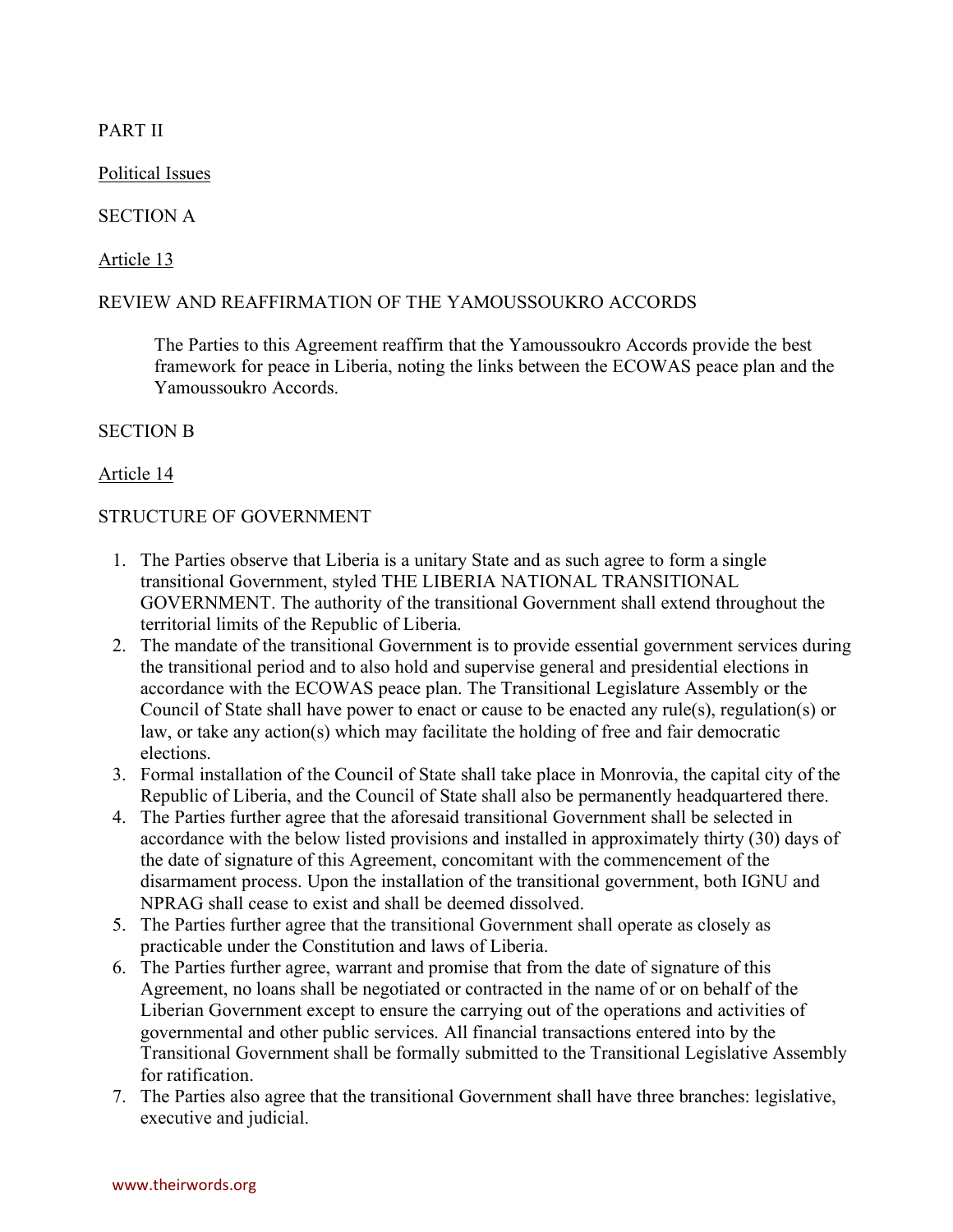PART II

Political Issues

SECTION A

Article 13

REVIEW AND REAFFIRMATION OF THE YAMOUSSOUKRO ACCORDS

> The Parties to this Agreement reaffirm that the Yamoussoukro Accords provide the best framework for peace in Liberia, noting the links between the ECOWAS peace plan and the Yamoussoukro Accords.

SECTION B

Article 14

STRUCTURE OF GOVERNMENT

1. The Parties observe that Liberia is a unitary State and as such agree to form a single transitional Government, styled THE LIBERIA NATIONAL TRANSITIONAL GOVERNMENT. The authority of the transitional Government shall extend throughout the territorial limits of the Republic of Liberia.
2. The mandate of the transitional Government is to provide essential government services during the transitional period and to also hold and supervise general and presidential elections in accordance with the ECOWAS peace plan. The Transitional Legislature Assembly or the Council of State shall have power to enact or cause to be enacted any rule(s), regulation(s) or law, or take any action(s) which may facilitate the holding of free and fair democratic elections.
3. Formal installation of the Council of State shall take place in Monrovia, the capital city of the Republic of Liberia, and the Council of State shall also be permanently headquartered there.
4. The Parties further agree that the aforesaid transitional Government shall be selected in accordance with the below listed provisions and installed in approximately thirty (30) days of the date of signature of this Agreement, concomitant with the commencement of the disarmament process. Upon the installation of the transitional government, both IGNU and NPRAG shall cease to exist and shall be deemed dissolved.
5. The Parties further agree that the transitional Government shall operate as closely as practicable under the Constitution and laws of Liberia.
6. The Parties further agree, warrant and promise that from the date of signature of this Agreement, no loans shall be negotiated or contracted in the name of or on behalf of the Liberian Government except to ensure the carrying out of the operations and activities of governmental and other public services. All financial transactions entered into by the Transitional Government shall be formally submitted to the Transitional Legislative Assembly for ratification.
7. The Parties also agree that the transitional Government shall have three branches: legislative, executive and judicial.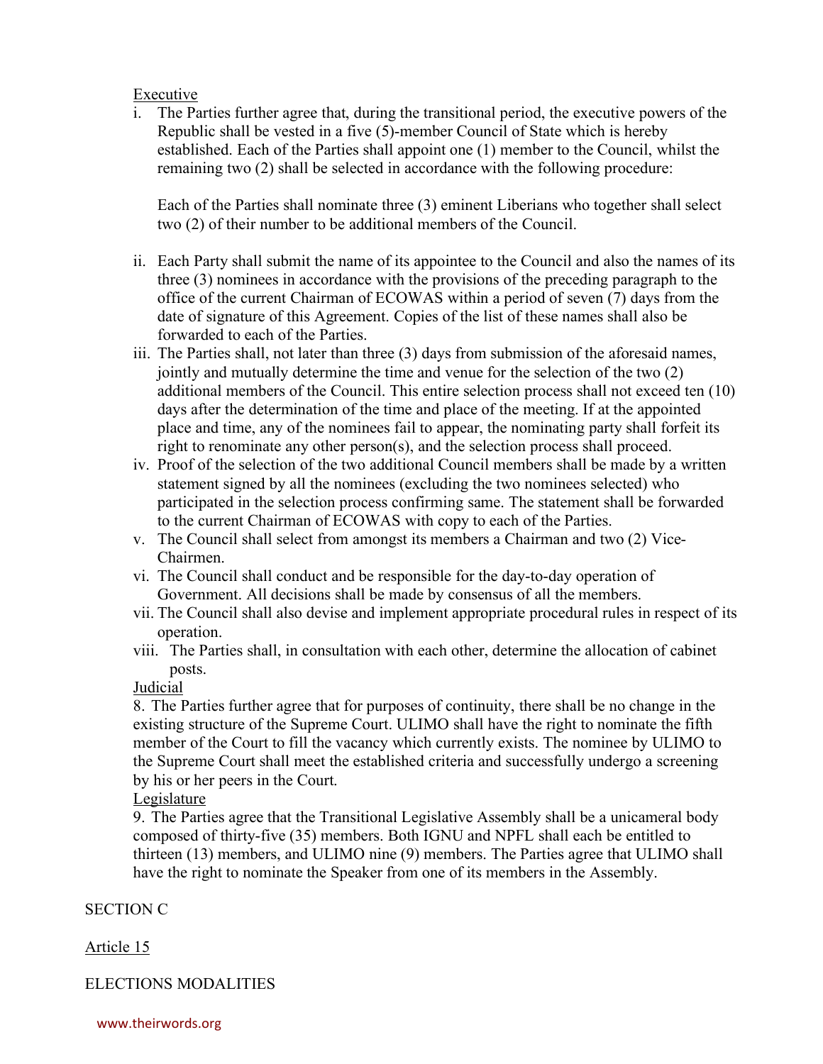Executive

i. The Parties further agree that, during the transitional period, the executive powers of the Republic shall be vested in a five (5)-member Council of State which is hereby established. Each of the Parties shall appoint one (1) member to the Council, whilst the remaining two (2) shall be selected in accordance with the following procedure:

   Each of the Parties shall nominate three (3) eminent Liberians who together shall select two (2) of their number to be additional members of the Council.

ii. Each Party shall submit the name of its appointee to the Council and also the names of its three (3) nominees in accordance with the provisions of the preceding paragraph to the office of the current Chairman of ECOWAS within a period of seven (7) days from the date of signature of this Agreement. Copies of the list of these names shall also be forwarded to each of the Parties.

iii. The Parties shall, not later than three (3) days from submission of the aforesaid names, jointly and mutually determine the time and venue for the selection of the two (2) additional members of the Council. This entire selection process shall not exceed ten (10) days after the determination of the time and place of the meeting. If at the appointed place and time, any of the nominees fail to appear, the nominating party shall forfeit its right to renominate any other person(s), and the selection process shall proceed.

iv. Proof of the selection of the two additional Council members shall be made by a written statement signed by all the nominees (excluding the two nominees selected) who participated in the selection process confirming same. The statement shall be forwarded to the current Chairman of ECOWAS with copy to each of the Parties.

v. The Council shall select from amongst its members a Chairman and two (2) Vice-Chairmen.

vi. The Council shall conduct and be responsible for the day-to-day operation of Government. All decisions shall be made by consensus of all the members.

vii. The Council shall also devise and implement appropriate procedural rules in respect of its operation.

viii. The Parties shall, in consultation with each other, determine the allocation of cabinet posts.

Judicial

8. The Parties further agree that for purposes of continuity, there shall be no change in the existing structure of the Supreme Court. ULIMO shall have the right to nominate the fifth member of the Court to fill the vacancy which currently exists. The nominee by ULIMO to the Supreme Court shall meet the established criteria and successfully undergo a screening by his or her peers in the Court.

Legislature

9. The Parties agree that the Transitional Legislative Assembly shall be a unicameral body composed of thirty-five (35) members. Both IGNU and NPFL shall each be entitled to thirteen (13) members, and ULIMO nine (9) members. The Parties agree that ULIMO shall have the right to nominate the Speaker from one of its members in the Assembly.

SECTION C

Article 15

ELECTIONS MODALITIES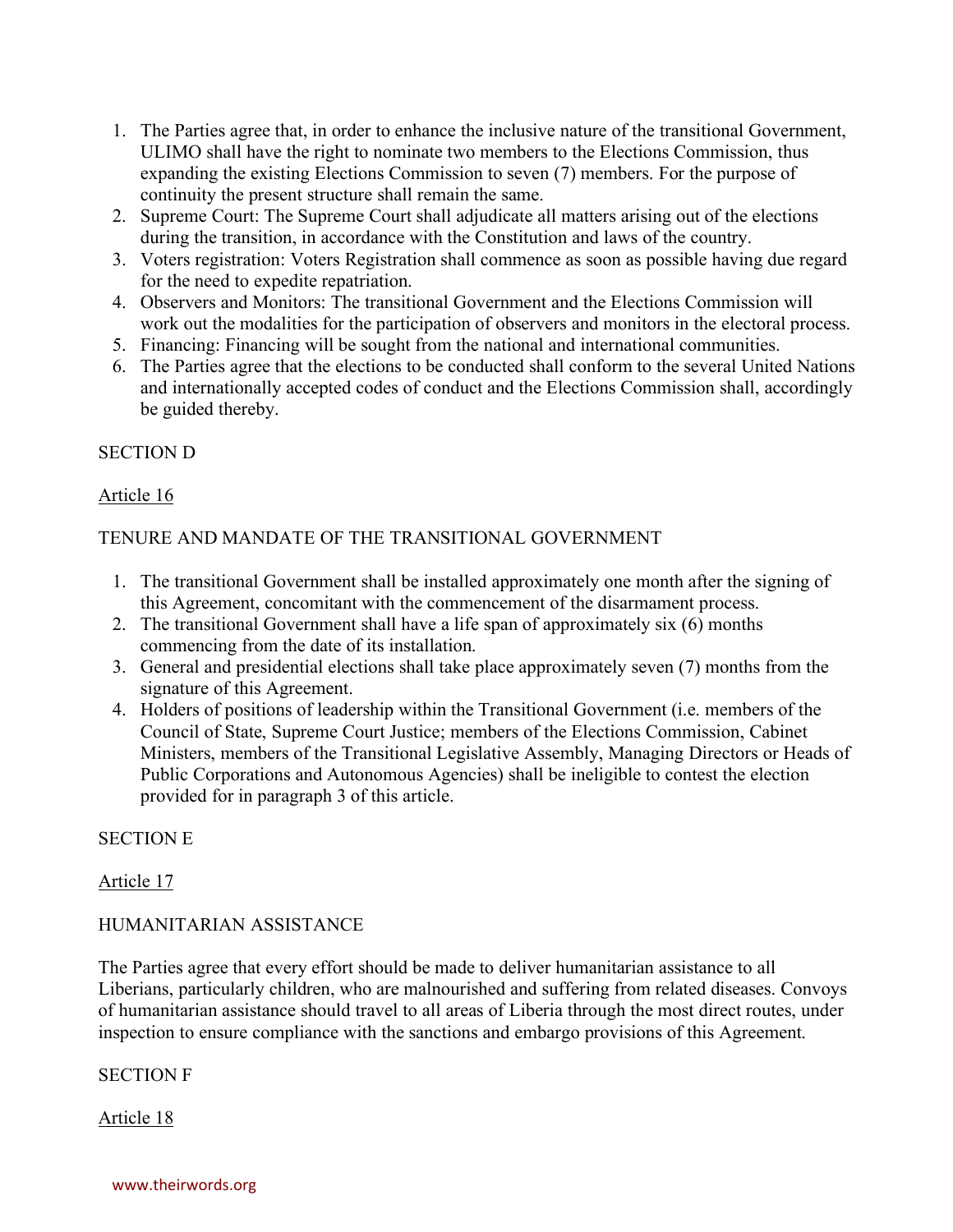1. The Parties agree that, in order to enhance the inclusive nature of the transitional Government, ULIMO shall have the right to nominate two members to the Elections Commission, thus expanding the existing Elections Commission to seven (7) members. For the purpose of continuity the present structure shall remain the same.
2. Supreme Court: The Supreme Court shall adjudicate all matters arising out of the elections during the transition, in accordance with the Constitution and laws of the country.
3. Voters registration: Voters Registration shall commence as soon as possible having due regard for the need to expedite repatriation.
4. Observers and Monitors: The transitional Government and the Elections Commission will work out the modalities for the participation of observers and monitors in the electoral process.
5. Financing: Financing will be sought from the national and international communities.
6. The Parties agree that the elections to be conducted shall conform to the several United Nations and internationally accepted codes of conduct and the Elections Commission shall, accordingly be guided thereby.

SECTION D

<u>Article 16</u>

TENURE AND MANDATE OF THE TRANSITIONAL GOVERNMENT

1. The transitional Government shall be installed approximately one month after the signing of this Agreement, concomitant with the commencement of the disarmament process.
2. The transitional Government shall have a life span of approximately six (6) months commencing from the date of its installation.
3. General and presidential elections shall take place approximately seven (7) months from the signature of this Agreement.
4. Holders of positions of leadership within the Transitional Government (i.e. members of the Council of State, Supreme Court Justice; members of the Elections Commission, Cabinet Ministers, members of the Transitional Legislative Assembly, Managing Directors or Heads of Public Corporations and Autonomous Agencies) shall be ineligible to contest the election provided for in paragraph 3 of this article.

SECTION E

<u>Article 17</u>

HUMANITARIAN ASSISTANCE

The Parties agree that every effort should be made to deliver humanitarian assistance to all Liberians, particularly children, who are malnourished and suffering from related diseases. Convoys of humanitarian assistance should travel to all areas of Liberia through the most direct routes, under inspection to ensure compliance with the sanctions and embargo provisions of this Agreement.

SECTION F

<u>Article 18</u>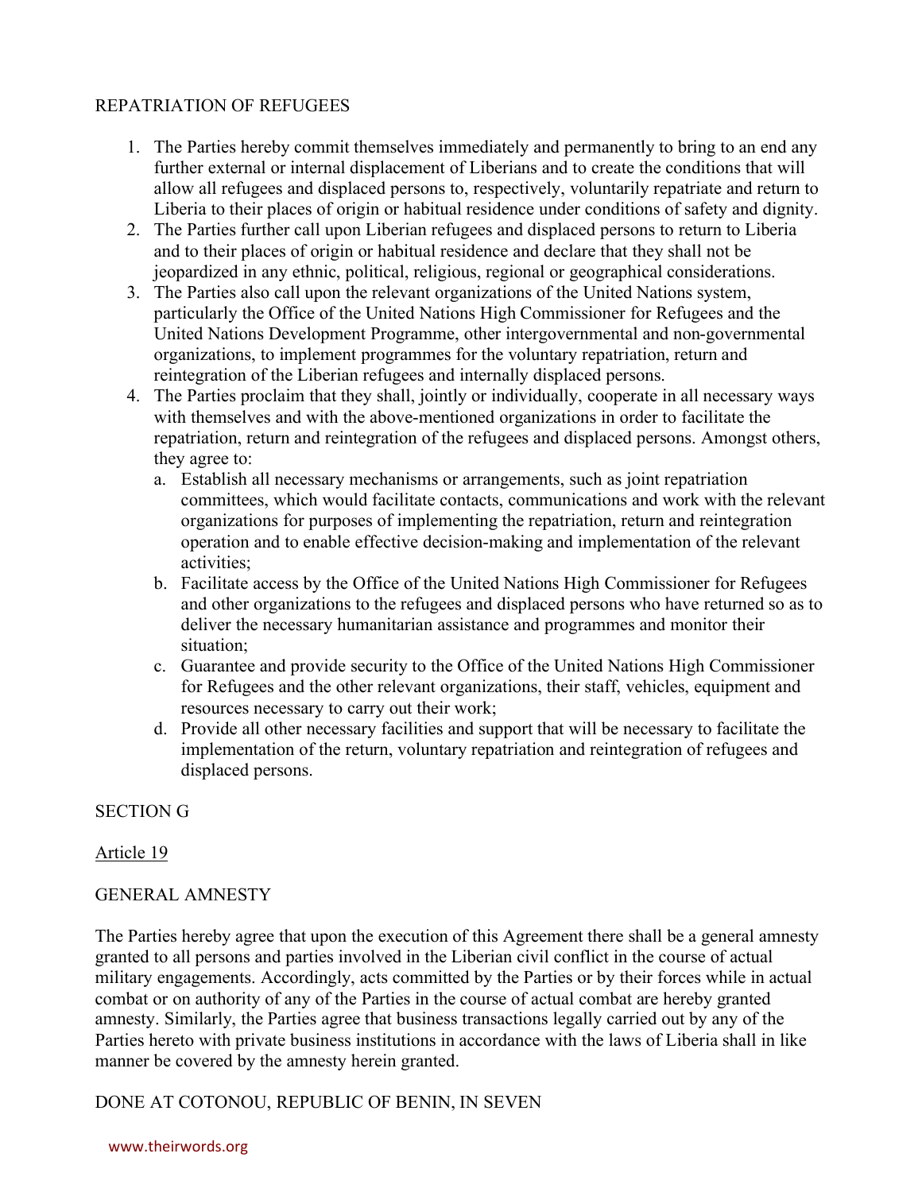REPATRIATION OF REFUGEES

1. The Parties hereby commit themselves immediately and permanently to bring to an end any further external or internal displacement of Liberians and to create the conditions that will allow all refugees and displaced persons to, respectively, voluntarily repatriate and return to Liberia to their places of origin or habitual residence under conditions of safety and dignity.
2. The Parties further call upon Liberian refugees and displaced persons to return to Liberia and to their places of origin or habitual residence and declare that they shall not be jeopardized in any ethnic, political, religious, regional or geographical considerations.
3. The Parties also call upon the relevant organizations of the United Nations system, particularly the Office of the United Nations High Commissioner for Refugees and the United Nations Development Programme, other intergovernmental and non-governmental organizations, to implement programmes for the voluntary repatriation, return and reintegration of the Liberian refugees and internally displaced persons.
4. The Parties proclaim that they shall, jointly or individually, cooperate in all necessary ways with themselves and with the above-mentioned organizations in order to facilitate the repatriation, return and reintegration of the refugees and displaced persons. Amongst others, they agree to:
   a. Establish all necessary mechanisms or arrangements, such as joint repatriation committees, which would facilitate contacts, communications and work with the relevant organizations for purposes of implementing the repatriation, return and reintegration operation and to enable effective decision-making and implementation of the relevant activities;
   b. Facilitate access by the Office of the United Nations High Commissioner for Refugees and other organizations to the refugees and displaced persons who have returned so as to deliver the necessary humanitarian assistance and programmes and monitor their situation;
   c. Guarantee and provide security to the Office of the United Nations High Commissioner for Refugees and the other relevant organizations, their staff, vehicles, equipment and resources necessary to carry out their work;
   d. Provide all other necessary facilities and support that will be necessary to facilitate the implementation of the return, voluntary repatriation and reintegration of refugees and displaced persons.

SECTION G

Article 19

GENERAL AMNESTY

The Parties hereby agree that upon the execution of this Agreement there shall be a general amnesty granted to all persons and parties involved in the Liberian civil conflict in the course of actual military engagements. Accordingly, acts committed by the Parties or by their forces while in actual combat or on authority of any of the Parties in the course of actual combat are hereby granted amnesty. Similarly, the Parties agree that business transactions legally carried out by any of the Parties hereto with private business institutions in accordance with the laws of Liberia shall in like manner be covered by the amnesty herein granted.

DONE AT COTONOU, REPUBLIC OF BENIN, IN SEVEN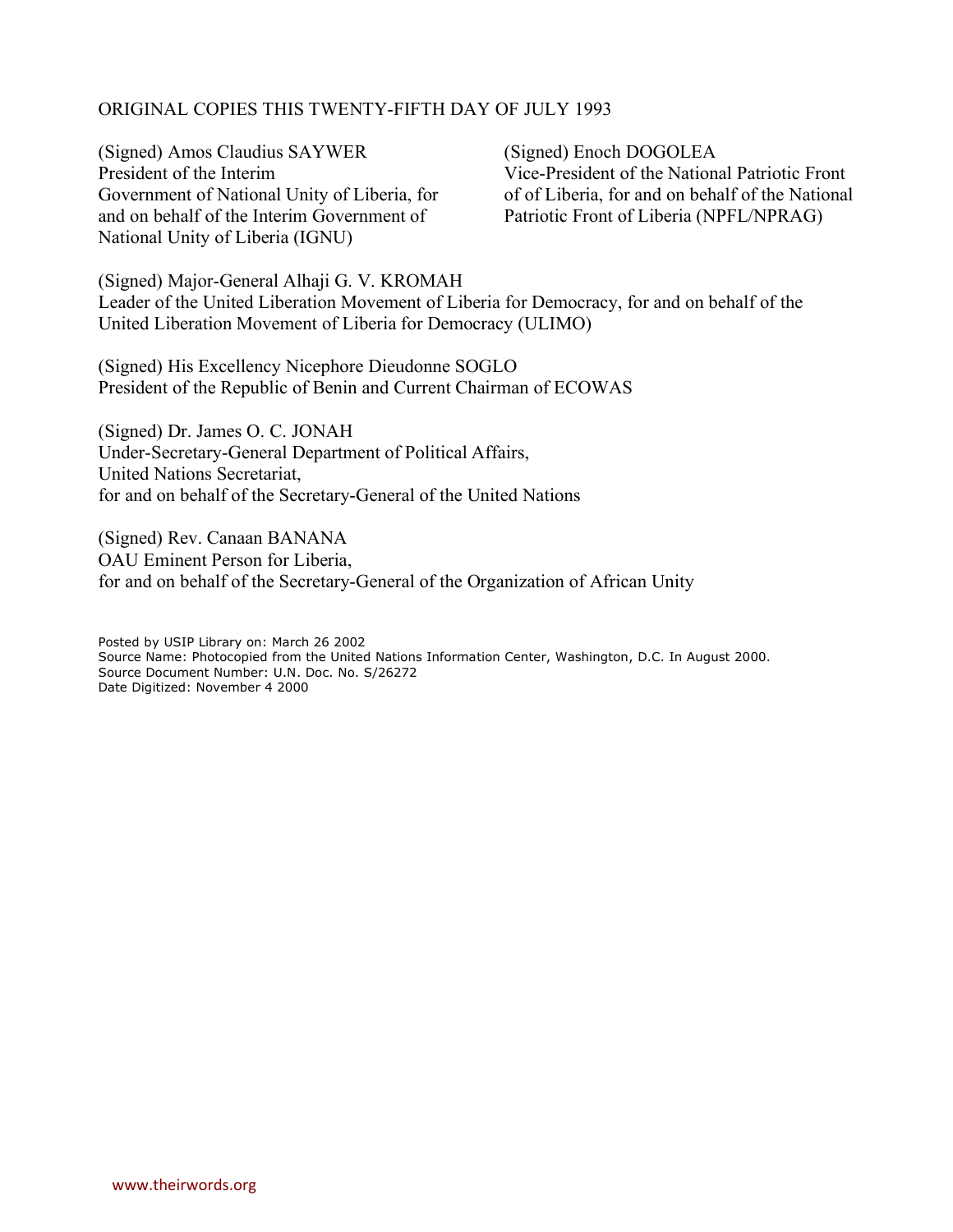ORIGINAL COPIES THIS TWENTY-FIFTH DAY OF JULY 1993

(Signed) Amos Claudius SAYWER
President of the Interim
Government of National Unity of Liberia, for and on behalf of the Interim Government of National Unity of Liberia (IGNU)

(Signed) Enoch DOGOLEA
Vice-President of the National Patriotic Front of of Liberia, for and on behalf of the National Patriotic Front of Liberia (NPFL/NPRAG)

(Signed) Major-General Alhaji G. V. KROMAH
Leader of the United Liberation Movement of Liberia for Democracy, for and on behalf of the United Liberation Movement of Liberia for Democracy (ULIMO)

(Signed) His Excellency Nicephore Dieudonne SOGLO
President of the Republic of Benin and Current Chairman of ECOWAS

(Signed) Dr. James O. C. JONAH
Under-Secretary-General Department of Political Affairs,
United Nations Secretariat,
for and on behalf of the Secretary-General of the United Nations

(Signed) Rev. Canaan BANANA
OAU Eminent Person for Liberia,
for and on behalf of the Secretary-General of the Organization of African Unity

Posted by USIP Library on: March 26 2002
Source Name: Photocopied from the United Nations Information Center, Washington, D.C. In August 2000.
Source Document Number: U.N. Doc. No. S/26272
Date Digitized: November 4 2000